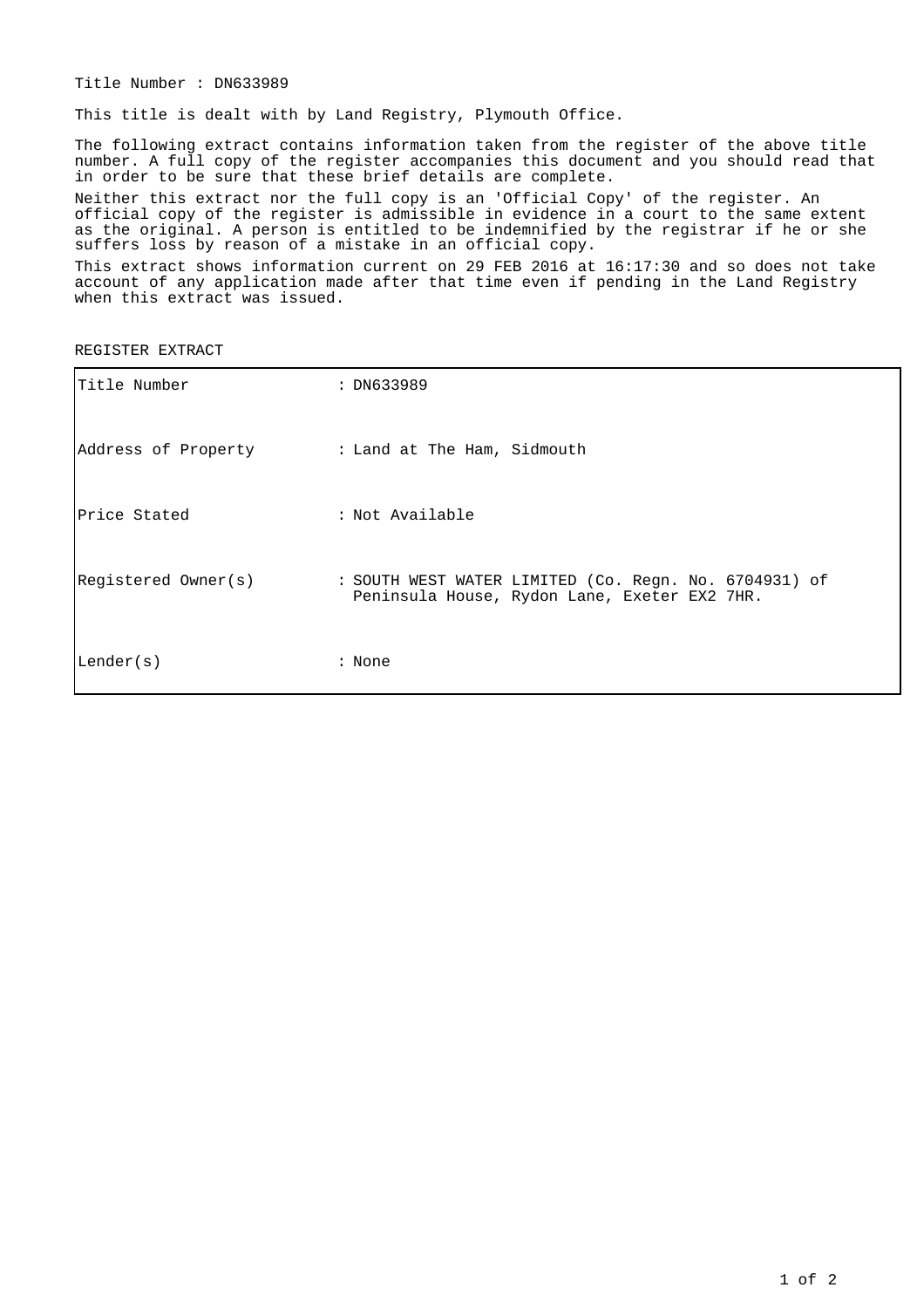Title Number : DN633989

This title is dealt with by Land Registry, Plymouth Office.

The following extract contains information taken from the register of the above title number. A full copy of the register accompanies this document and you should read that in order to be sure that these brief details are complete.

Neither this extract nor the full copy is an 'Official Copy' of the register. An official copy of the register is admissible in evidence in a court to the same extent as the original. A person is entitled to be indemnified by the registrar if he or she suffers loss by reason of a mistake in an official copy.

This extract shows information current on 29 FEB 2016 at 16:17:30 and so does not take account of any application made after that time even if pending in the Land Registry when this extract was issued.

REGISTER EXTRACT

| | |
|---|---|
| Title Number | : DN633989 |
| Address of Property | : Land at The Ham, Sidmouth |
| Price Stated | : Not Available |
| Registered Owner(s) | : SOUTH WEST WATER LIMITED (Co. Regn. No. 6704931) of Peninsula House, Rydon Lane, Exeter EX2 7HR. |
| Lender(s) | : None |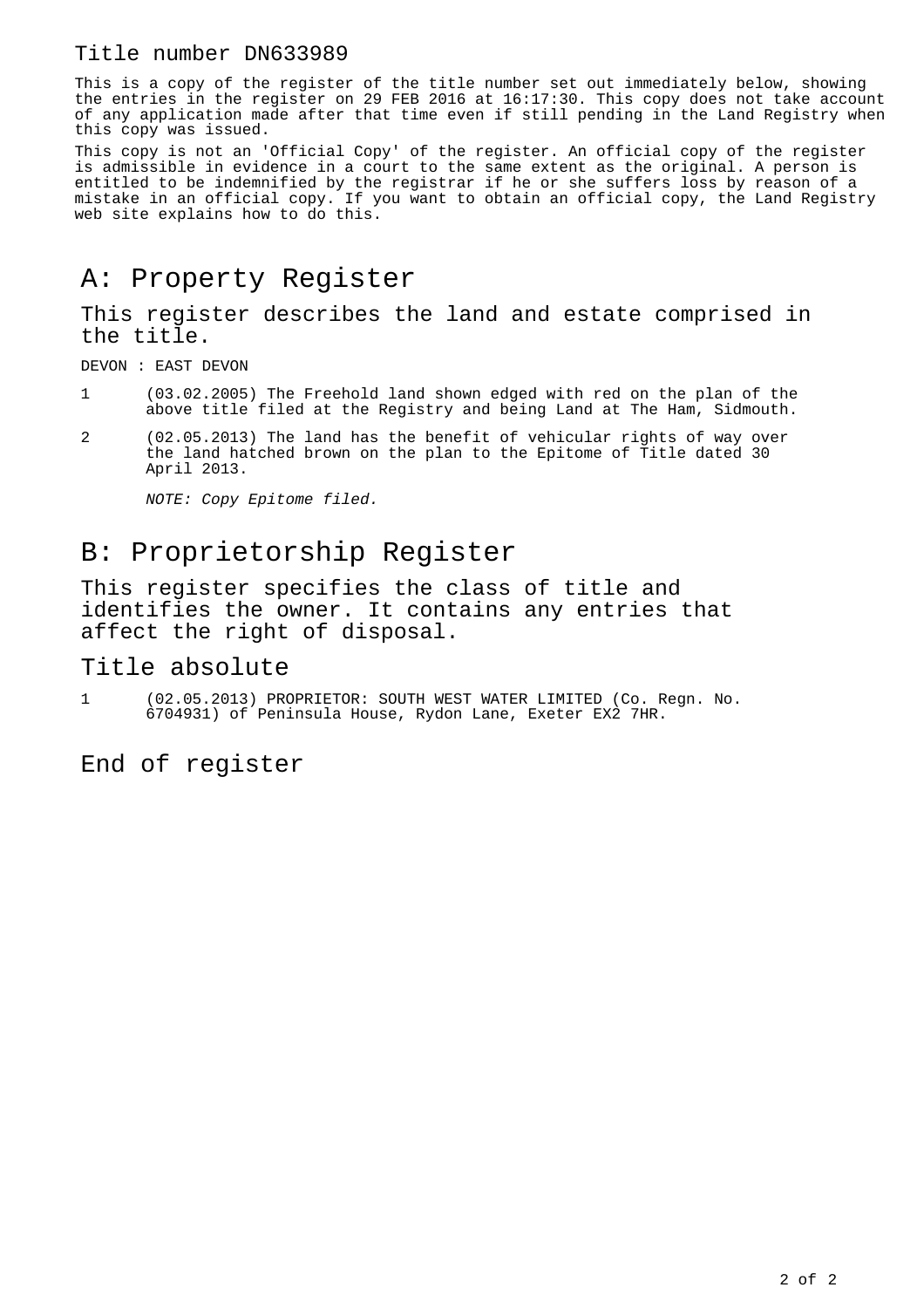Title number DN633989

This is a copy of the register of the title number set out immediately below, showing the entries in the register on 29 FEB 2016 at 16:17:30. This copy does not take account of any application made after that time even if still pending in the Land Registry when this copy was issued.

This copy is not an 'Official Copy' of the register. An official copy of the register is admissible in evidence in a court to the same extent as the original. A person is entitled to be indemnified by the registrar if he or she suffers loss by reason of a mistake in an official copy. If you want to obtain an official copy, the Land Registry web site explains how to do this.

# A: Property Register

This register describes the land and estate comprised in the title.

DEVON : EAST DEVON

1 (03.02.2005) The Freehold land shown edged with red on the plan of the above title filed at the Registry and being Land at The Ham, Sidmouth.

2 (02.05.2013) The land has the benefit of vehicular rights of way over the land hatched brown on the plan to the Epitome of Title dated 30 April 2013.

*NOTE: Copy Epitome filed.*

# B: Proprietorship Register

This register specifies the class of title and identifies the owner. It contains any entries that affect the right of disposal.

## Title absolute

1 (02.05.2013) PROPRIETOR: SOUTH WEST WATER LIMITED (Co. Regn. No. 6704931) of Peninsula House, Rydon Lane, Exeter EX2 7HR.

## End of register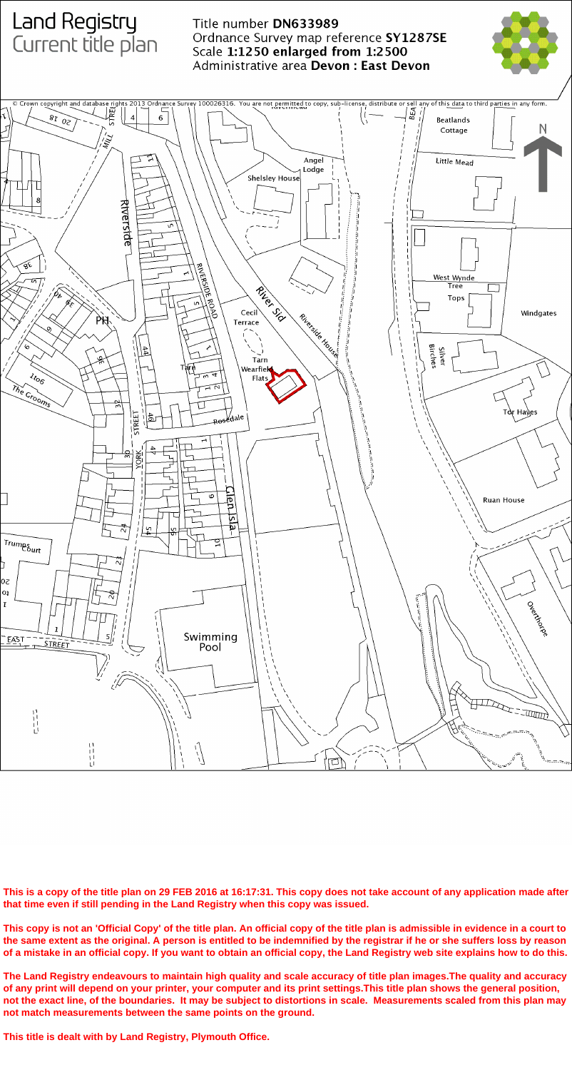# Land Registry
## Current title plan

Title number **DN633989**
Ordnance Survey map reference **SY1287SE**
Scale **1:1250 enlarged from 1:2500**
Administrative area **Devon : East Devon**

© Crown copyright and database rights 2013 Ordnance Survey 100026316. You are not permitted to copy, sub-license, distribute or sell any of this data to third parties in any form.

**This is a copy of the title plan on 29 FEB 2016 at 16:17:31. This copy does not take account of any application made after that time even if still pending in the Land Registry when this copy was issued.**

**This copy is not an 'Official Copy' of the title plan. An official copy of the title plan is admissible in evidence in a court to the same extent as the original. A person is entitled to be indemnified by the registrar if he or she suffers loss by reason of a mistake in an official copy. If you want to obtain an official copy, the Land Registry web site explains how to do this.**

**The Land Registry endeavours to maintain high quality and scale accuracy of title plan images.The quality and accuracy of any print will depend on your printer, your computer and its print settings.This title plan shows the general position, not the exact line, of the boundaries. It may be subject to distortions in scale. Measurements scaled from this plan may not match measurements between the same points on the ground.**

**This title is dealt with by Land Registry, Plymouth Office.**